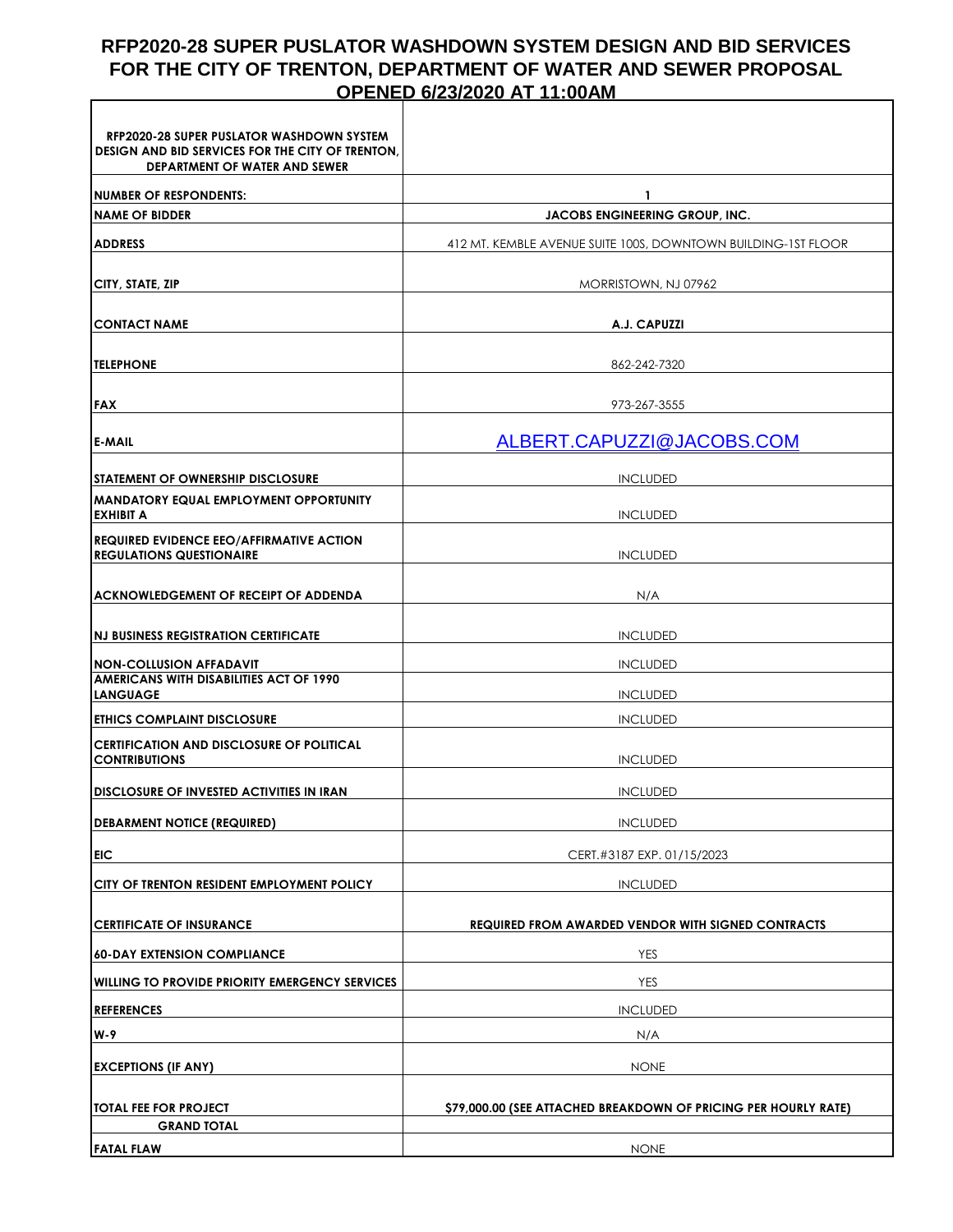# RFP2020-28 SUPER PUSLATOR WASHDOWN SYSTEM DESIGN AND BID SERVICES FOR THE CITY OF TRENTON, DEPARTMENT OF WATER AND SEWER PROPOSAL OPENED 6/23/2020 AT 11:00AM

| RFP2020-28 SUPER PUSLATOR WASHDOWN SYSTEM DESIGN AND BID SERVICES FOR THE CITY OF TRENTON, DEPARTMENT OF WATER AND SEWER | |
|---|---|
| NUMBER OF RESPONDENTS: | 1 |
| NAME OF BIDDER | JACOBS ENGINEERING GROUP, INC. |
| ADDRESS | 412 MT. KEMBLE AVENUE SUITE 100S, DOWNTOWN BUILDING-1ST FLOOR |
| CITY, STATE, ZIP | MORRISTOWN, NJ 07962 |
| CONTACT NAME | A.J. CAPUZZI |
| TELEPHONE | 862-242-7320 |
| FAX | 973-267-3555 |
| E-MAIL | ALBERT.CAPUZZI@JACOBS.COM |
| STATEMENT OF OWNERSHIP DISCLOSURE | INCLUDED |
| MANDATORY EQUAL EMPLOYMENT OPPORTUNITY EXHIBIT A | INCLUDED |
| REQUIRED EVIDENCE EEO/AFFIRMATIVE ACTION REGULATIONS QUESTIONAIRE | INCLUDED |
| ACKNOWLEDGEMENT OF RECEIPT OF ADDENDA | N/A |
| NJ BUSINESS REGISTRATION CERTIFICATE | INCLUDED |
| NON-COLLUSION AFFADAVIT | INCLUDED |
| AMERICANS WITH DISABILITIES ACT OF 1990 LANGUAGE | INCLUDED |
| ETHICS COMPLAINT DISCLOSURE | INCLUDED |
| CERTIFICATION AND DISCLOSURE OF POLITICAL CONTRIBUTIONS | INCLUDED |
| DISCLOSURE OF INVESTED ACTIVITIES IN IRAN | INCLUDED |
| DEBARMENT NOTICE (REQUIRED) | INCLUDED |
| EIC | CERT.#3187 EXP. 01/15/2023 |
| CITY OF TRENTON RESIDENT EMPLOYMENT POLICY | INCLUDED |
| CERTIFICATE OF INSURANCE | REQUIRED FROM AWARDED VENDOR WITH SIGNED CONTRACTS |
| 60-DAY EXTENSION COMPLIANCE | YES |
| WILLING TO PROVIDE PRIORITY EMERGENCY SERVICES | YES |
| REFERENCES | INCLUDED |
| W-9 | N/A |
| EXCEPTIONS (IF ANY) | NONE |
| TOTAL FEE FOR PROJECT | $79,000.00 (SEE ATTACHED BREAKDOWN OF PRICING PER HOURLY RATE) |
| GRAND TOTAL | |
| FATAL FLAW | NONE |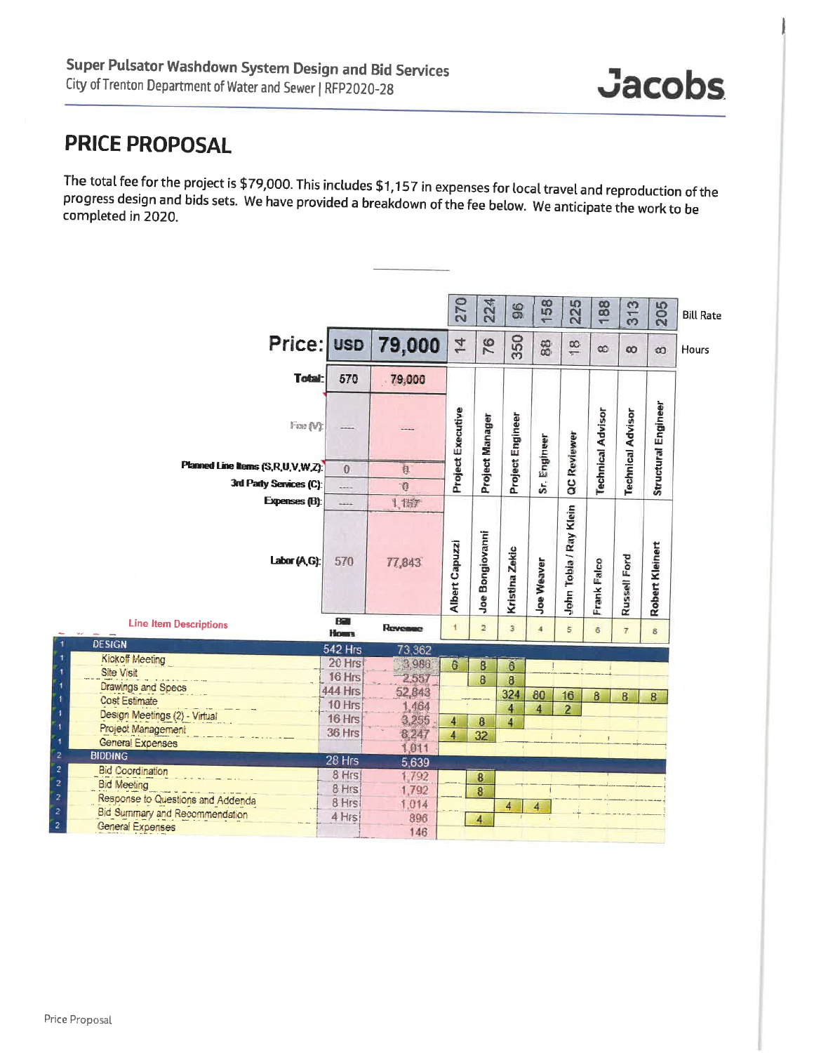# PRICE PROPOSAL

The total fee for the project is $79,000. This includes $1,157 in expenses for local travel and reproduction of the progress design and bids sets. We have provided a breakdown of the fee below. We anticipate the work to be completed in 2020.

**Price: USD 79,000**

| | | | | | | | | | | |
|---|---|---|---|---|---|---|---|---|---|---|
| **Bill Rate** | | | 270 | 224 | 96 | 158 | 225 | 188 | 313 | 205 |
| **Hours** | | | 14 | 76 | 350 | 88 | 18 | 8 | 8 | 8 |
| **Total:** | 570 | 79,000 | | | | | | | | |
| Fee (V): | ---- | ---- | | | | | | | | |
| Planned Line Items (S,R,U,V,W,Z): | 0 | 0 | | | | | | | | |
| 3rd Party Services (C): | ---- | 0 | | | | | | | | |
| Expenses (B): | ---- | 1,157 | | | | | | | | |
| Labor (A,G): | 570 | 77,843 | | | | | | | | |
| | | | Project Executive | Project Manager | Project Engineer | Sr. Engineer | QC Reviewer | Technical Advisor | Technical Advisor | Structural Engineer |
| | | | Albert Capuzzi | Joe Bongiovanni | Kristina Zekic | Joe Weaver | John Tobia / Ray Klein | Frank Falco | Russell Ford | Robert Kleinert |
| **Line Item Descriptions** | **Bill Hours** | **Revenue** | 1 | 2 | 3 | 4 | 5 | 6 | 7 | 8 |
| **1 DESIGN** | 542 Hrs | 73,362 | | | | | | | | |
| 1 Kickoff Meeting | 20 Hrs | 3,980 | 6 | 8 | 6 | | | | | |
| 1 Site Visit | 16 Hrs | 2,557 | | 8 | 8 | | | | | |
| 1 Drawings and Specs | 444 Hrs | 52,843 | | | 324 | 80 | 16 | 8 | 8 | 8 |
| 1 Cost Estimate | 10 Hrs | 1,464 | | | 4 | 4 | 2 | | | |
| 1 Design Meetings (2) - Virtual | 16 Hrs | 3,255 | 4 | 8 | 4 | | | | | |
| 1 Project Management | 36 Hrs | 8,247 | 4 | 32 | | | | | | |
| 1 General Expenses | | 1,011 | | | | | | | | |
| **2 BIDDING** | 28 Hrs | 5,639 | | | | | | | | |
| 2 Bid Coordination | 8 Hrs | 1,792 | | 8 | | | | | | |
| 2 Bid Meeting | 8 Hrs | 1,792 | | 8 | | | | | | |
| 2 Response to Questions and Addenda | 8 Hrs | 1,014 | | | 4 | 4 | | | | |
| 2 Bid Summary and Recommendation | 4 Hrs | 896 | | 4 | | | | | | |
| 2 General Expenses | | 146 | | | | | | | | |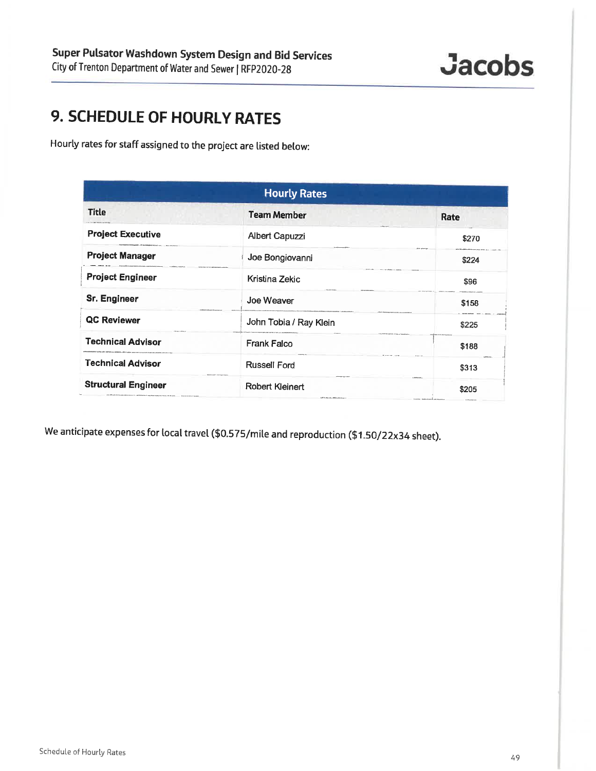# 9. SCHEDULE OF HOURLY RATES

Hourly rates for staff assigned to the project are listed below:

| Hourly Rates | | |
|---|---|---|
| **Title** | **Team Member** | **Rate** |
| **Project Executive** | Albert Capuzzi | $270 |
| **Project Manager** | Joe Bongiovanni | $224 |
| **Project Engineer** | Kristina Zekic | $96 |
| **Sr. Engineer** | Joe Weaver | $158 |
| **QC Reviewer** | John Tobia / Ray Klein | $225 |
| **Technical Advisor** | Frank Falco | $188 |
| **Technical Advisor** | Russell Ford | $313 |
| **Structural Engineer** | Robert Kleinert | $205 |

We anticipate expenses for local travel ($0.575/mile and reproduction ($1.50/22x34 sheet).